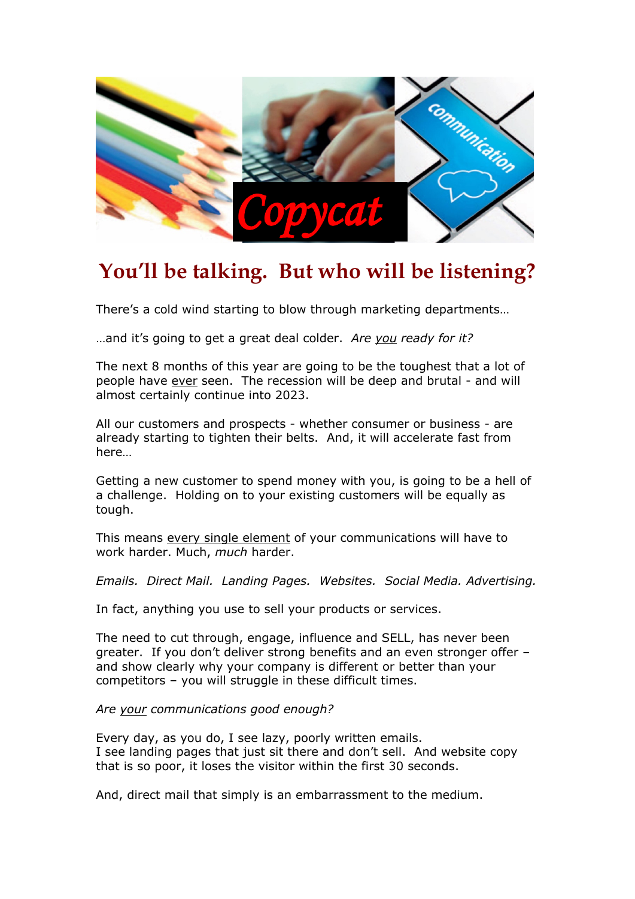Copycat

# You'll be talking. But who will be listening?

There's a cold wind starting to blow through marketing departments…

…and it's going to get a great deal colder. *Are you ready for it?*

The next 8 months of this year are going to be the toughest that a lot of people have ever seen. The recession will be deep and brutal - and will almost certainly continue into 2023.

All our customers and prospects - whether consumer or business - are already starting to tighten their belts. And, it will accelerate fast from here…

Getting a new customer to spend money with you, is going to be a hell of a challenge. Holding on to your existing customers will be equally as tough.

This means every single element of your communications will have to work harder. Much, *much* harder.

*Emails. Direct Mail. Landing Pages. Websites. Social Media. Advertising.*

In fact, anything you use to sell your products or services.

The need to cut through, engage, influence and SELL, has never been greater. If you don't deliver strong benefits and an even stronger offer – and show clearly why your company is different or better than your competitors – you will struggle in these difficult times.

*Are your communications good enough?*

Every day, as you do, I see lazy, poorly written emails.
I see landing pages that just sit there and don't sell. And website copy that is so poor, it loses the visitor within the first 30 seconds.

And, direct mail that simply is an embarrassment to the medium.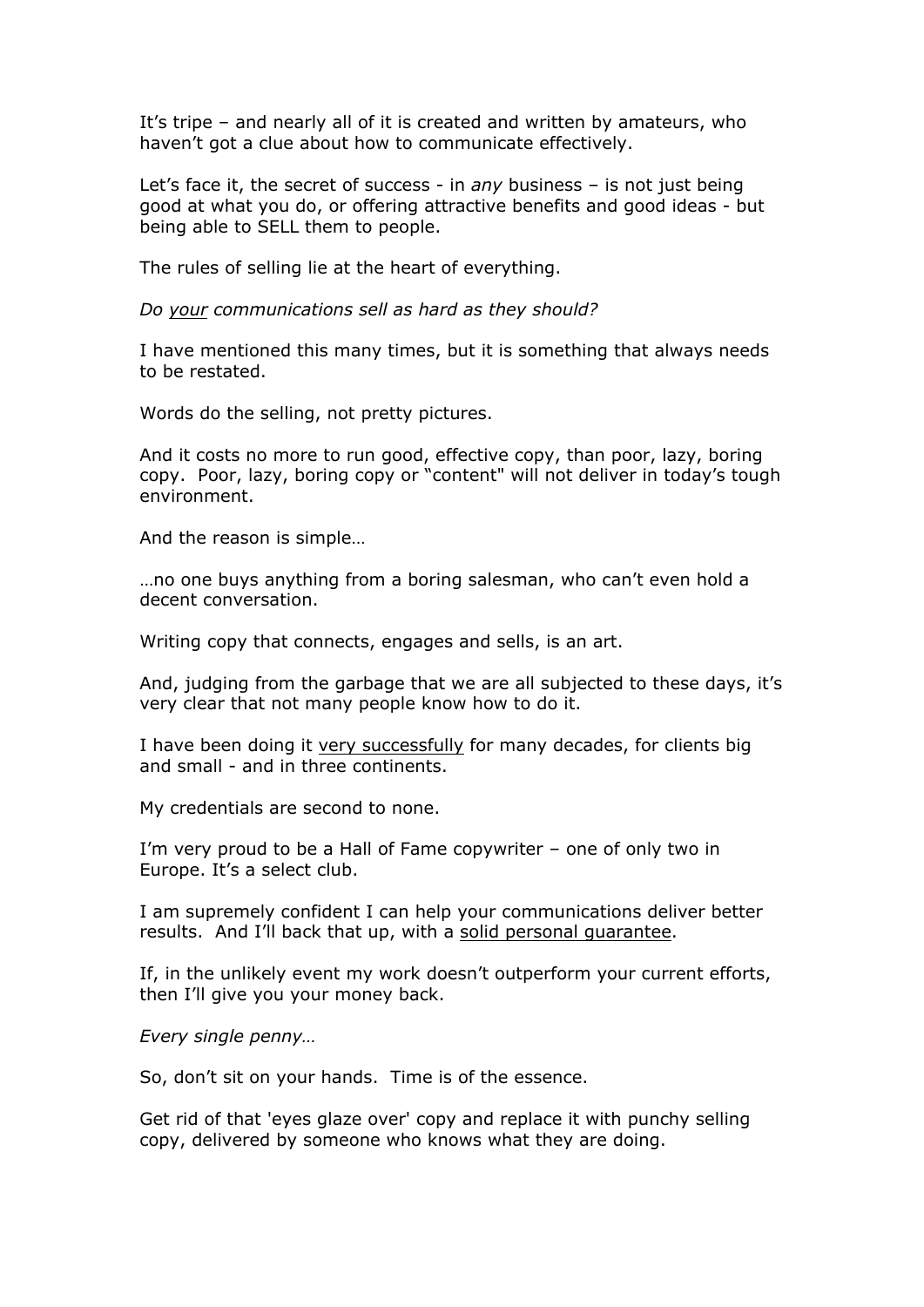It's tripe – and nearly all of it is created and written by amateurs, who haven't got a clue about how to communicate effectively.

Let's face it, the secret of success - in *any* business – is not just being good at what you do, or offering attractive benefits and good ideas - but being able to SELL them to people.

The rules of selling lie at the heart of everything.

*Do <u>your</u> communications sell as hard as they should?*

I have mentioned this many times, but it is something that always needs to be restated.

Words do the selling, not pretty pictures.

And it costs no more to run good, effective copy, than poor, lazy, boring copy. Poor, lazy, boring copy or "content" will not deliver in today's tough environment.

And the reason is simple…

…no one buys anything from a boring salesman, who can't even hold a decent conversation.

Writing copy that connects, engages and sells, is an art.

And, judging from the garbage that we are all subjected to these days, it's very clear that not many people know how to do it.

I have been doing it <u>very successfully</u> for many decades, for clients big and small - and in three continents.

My credentials are second to none.

I'm very proud to be a Hall of Fame copywriter – one of only two in Europe. It's a select club.

I am supremely confident I can help your communications deliver better results. And I'll back that up, with a <u>solid personal guarantee</u>.

If, in the unlikely event my work doesn't outperform your current efforts, then I'll give you your money back.

*Every single penny…*

So, don't sit on your hands. Time is of the essence.

Get rid of that 'eyes glaze over' copy and replace it with punchy selling copy, delivered by someone who knows what they are doing.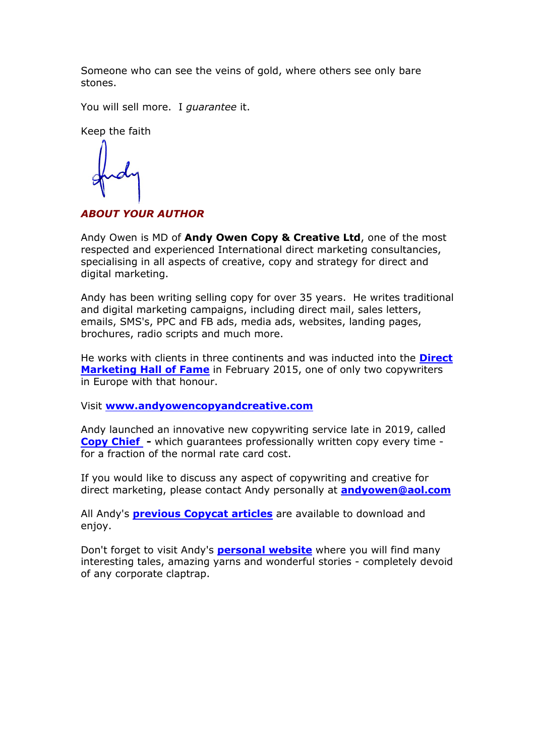Someone who can see the veins of gold, where others see only bare stones.

You will sell more. I *guarantee* it.

Keep the faith

Andy

***ABOUT YOUR AUTHOR***

Andy Owen is MD of **Andy Owen Copy & Creative Ltd**, one of the most respected and experienced International direct marketing consultancies, specialising in all aspects of creative, copy and strategy for direct and digital marketing.

Andy has been writing selling copy for over 35 years. He writes traditional and digital marketing campaigns, including direct mail, sales letters, emails, SMS's, PPC and FB ads, media ads, websites, landing pages, brochures, radio scripts and much more.

He works with clients in three continents and was inducted into the **Direct Marketing Hall of Fame** in February 2015, one of only two copywriters in Europe with that honour.

Visit **www.andyowencopyandcreative.com**

Andy launched an innovative new copywriting service late in 2019, called **Copy Chief -** which guarantees professionally written copy every time - for a fraction of the normal rate card cost.

If you would like to discuss any aspect of copywriting and creative for direct marketing, please contact Andy personally at **andyowen@aol.com**

All Andy's **previous Copycat articles** are available to download and enjoy.

Don't forget to visit Andy's **personal website** where you will find many interesting tales, amazing yarns and wonderful stories - completely devoid of any corporate claptrap.